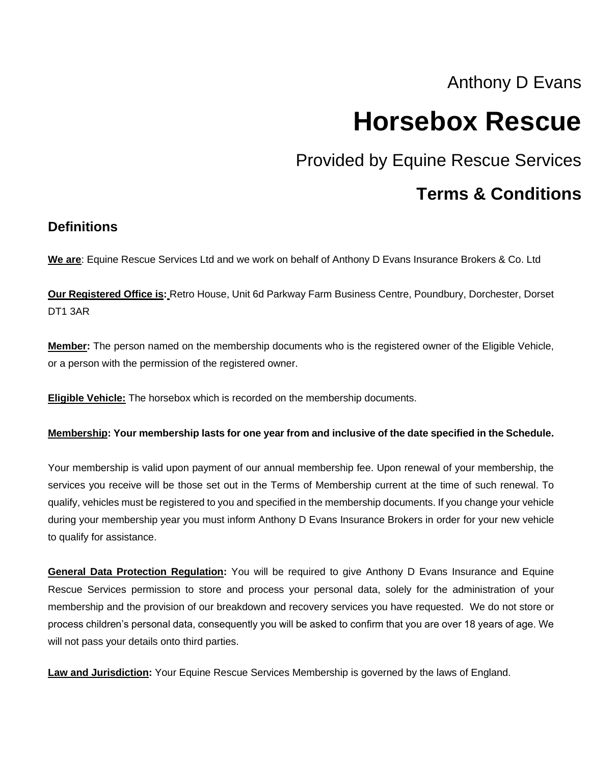Anthony D Evans

# Horsebox Rescue

Provided by Equine Rescue Services

## Terms & Conditions

### Definitions

**We are**: Equine Rescue Services Ltd and we work on behalf of Anthony D Evans Insurance Brokers & Co. Ltd

**Our Registered Office is:** Retro House, Unit 6d Parkway Farm Business Centre, Poundbury, Dorchester, Dorset DT1 3AR

**Member:** The person named on the membership documents who is the registered owner of the Eligible Vehicle, or a person with the permission of the registered owner.

**Eligible Vehicle:** The horsebox which is recorded on the membership documents.

**Membership: Your membership lasts for one year from and inclusive of the date specified in the Schedule.**

Your membership is valid upon payment of our annual membership fee. Upon renewal of your membership, the services you receive will be those set out in the Terms of Membership current at the time of such renewal. To qualify, vehicles must be registered to you and specified in the membership documents. If you change your vehicle during your membership year you must inform Anthony D Evans Insurance Brokers in order for your new vehicle to qualify for assistance.

**General Data Protection Regulation:** You will be required to give Anthony D Evans Insurance and Equine Rescue Services permission to store and process your personal data, solely for the administration of your membership and the provision of our breakdown and recovery services you have requested. We do not store or process children's personal data, consequently you will be asked to confirm that you are over 18 years of age. We will not pass your details onto third parties.

**Law and Jurisdiction:** Your Equine Rescue Services Membership is governed by the laws of England.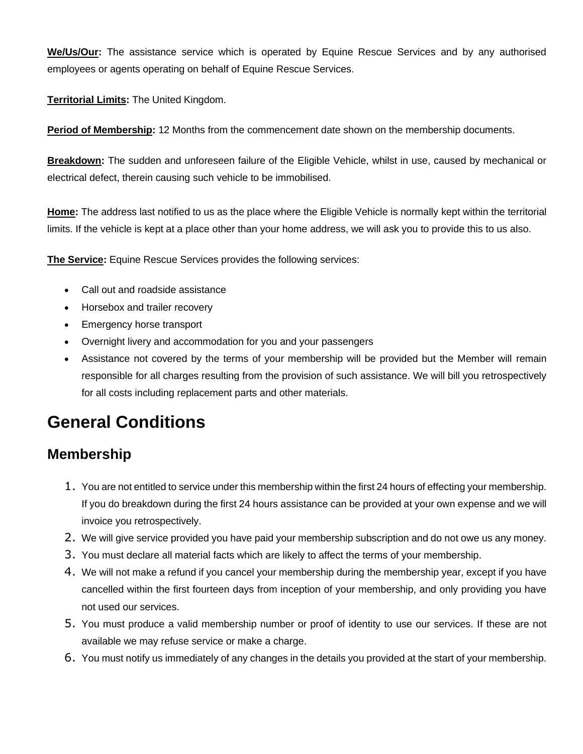**We/Us/Our:** The assistance service which is operated by Equine Rescue Services and by any authorised employees or agents operating on behalf of Equine Rescue Services.

**Territorial Limits:** The United Kingdom.

**Period of Membership:** 12 Months from the commencement date shown on the membership documents.

**Breakdown:** The sudden and unforeseen failure of the Eligible Vehicle, whilst in use, caused by mechanical or electrical defect, therein causing such vehicle to be immobilised.

**Home:** The address last notified to us as the place where the Eligible Vehicle is normally kept within the territorial limits. If the vehicle is kept at a place other than your home address, we will ask you to provide this to us also.

**The Service:** Equine Rescue Services provides the following services:

- Call out and roadside assistance
- Horsebox and trailer recovery
- Emergency horse transport
- Overnight livery and accommodation for you and your passengers
- Assistance not covered by the terms of your membership will be provided but the Member will remain responsible for all charges resulting from the provision of such assistance. We will bill you retrospectively for all costs including replacement parts and other materials.

# General Conditions

## Membership

1. You are not entitled to service under this membership within the first 24 hours of effecting your membership. If you do breakdown during the first 24 hours assistance can be provided at your own expense and we will invoice you retrospectively.
2. We will give service provided you have paid your membership subscription and do not owe us any money.
3. You must declare all material facts which are likely to affect the terms of your membership.
4. We will not make a refund if you cancel your membership during the membership year, except if you have cancelled within the first fourteen days from inception of your membership, and only providing you have not used our services.
5. You must produce a valid membership number or proof of identity to use our services. If these are not available we may refuse service or make a charge.
6. You must notify us immediately of any changes in the details you provided at the start of your membership.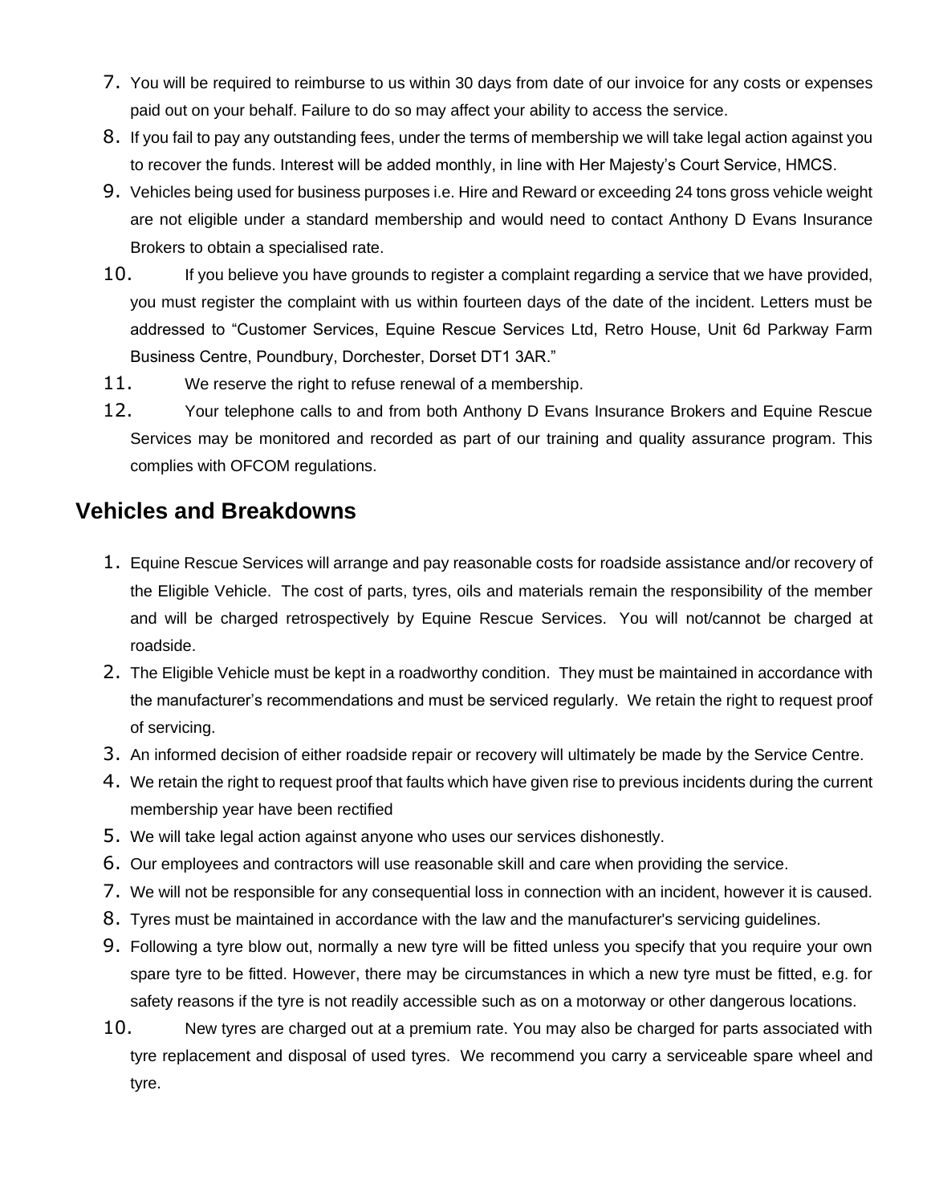7. You will be required to reimburse to us within 30 days from date of our invoice for any costs or expenses paid out on your behalf. Failure to do so may affect your ability to access the service.
8. If you fail to pay any outstanding fees, under the terms of membership we will take legal action against you to recover the funds. Interest will be added monthly, in line with Her Majesty's Court Service, HMCS.
9. Vehicles being used for business purposes i.e. Hire and Reward or exceeding 24 tons gross vehicle weight are not eligible under a standard membership and would need to contact Anthony D Evans Insurance Brokers to obtain a specialised rate.
10. If you believe you have grounds to register a complaint regarding a service that we have provided, you must register the complaint with us within fourteen days of the date of the incident. Letters must be addressed to "Customer Services, Equine Rescue Services Ltd, Retro House, Unit 6d Parkway Farm Business Centre, Poundbury, Dorchester, Dorset DT1 3AR."
11. We reserve the right to refuse renewal of a membership.
12. Your telephone calls to and from both Anthony D Evans Insurance Brokers and Equine Rescue Services may be monitored and recorded as part of our training and quality assurance program. This complies with OFCOM regulations.

## Vehicles and Breakdowns

1. Equine Rescue Services will arrange and pay reasonable costs for roadside assistance and/or recovery of the Eligible Vehicle. The cost of parts, tyres, oils and materials remain the responsibility of the member and will be charged retrospectively by Equine Rescue Services. You will not/cannot be charged at roadside.
2. The Eligible Vehicle must be kept in a roadworthy condition. They must be maintained in accordance with the manufacturer's recommendations and must be serviced regularly. We retain the right to request proof of servicing.
3. An informed decision of either roadside repair or recovery will ultimately be made by the Service Centre.
4. We retain the right to request proof that faults which have given rise to previous incidents during the current membership year have been rectified
5. We will take legal action against anyone who uses our services dishonestly.
6. Our employees and contractors will use reasonable skill and care when providing the service.
7. We will not be responsible for any consequential loss in connection with an incident, however it is caused.
8. Tyres must be maintained in accordance with the law and the manufacturer's servicing guidelines.
9. Following a tyre blow out, normally a new tyre will be fitted unless you specify that you require your own spare tyre to be fitted. However, there may be circumstances in which a new tyre must be fitted, e.g. for safety reasons if the tyre is not readily accessible such as on a motorway or other dangerous locations.
10. New tyres are charged out at a premium rate. You may also be charged for parts associated with tyre replacement and disposal of used tyres. We recommend you carry a serviceable spare wheel and tyre.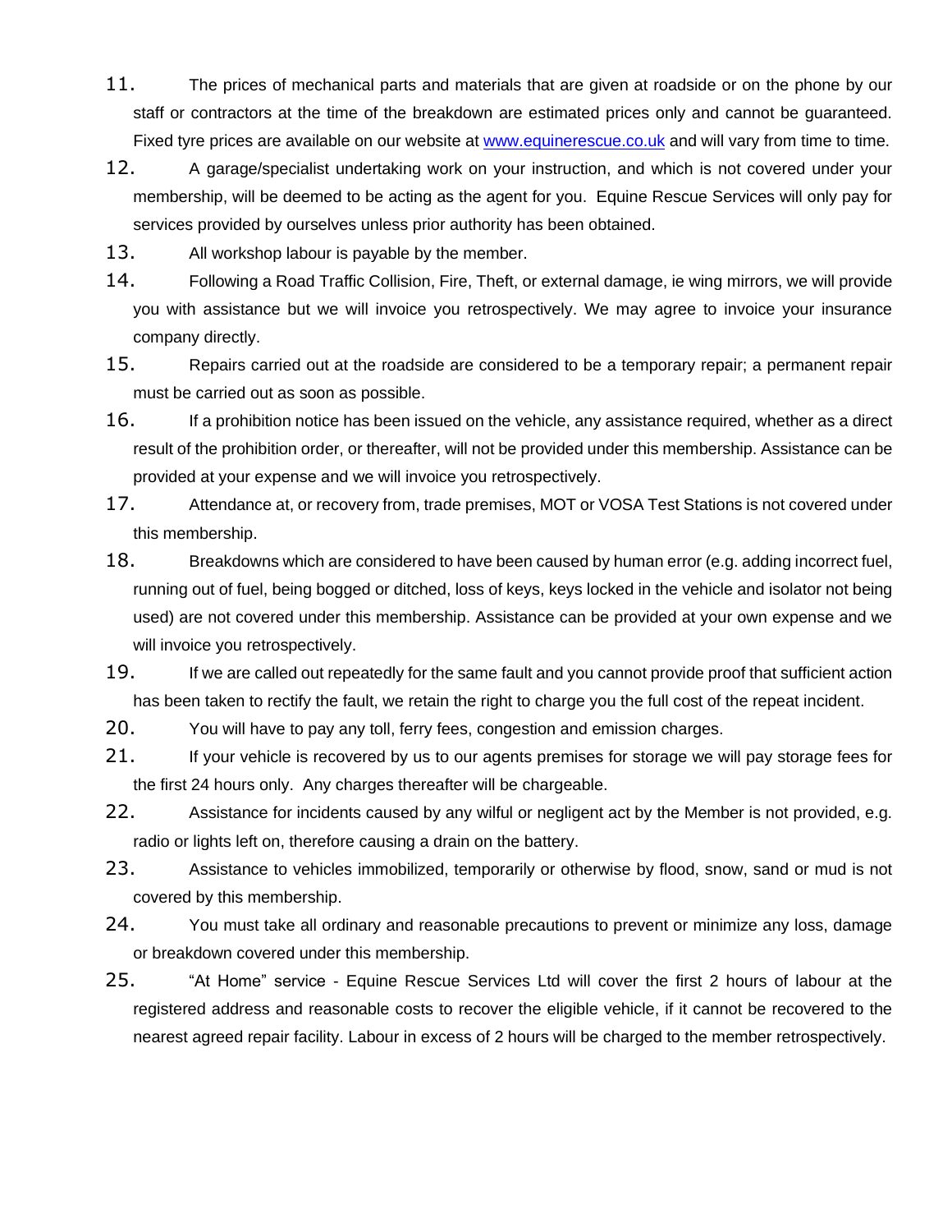11. The prices of mechanical parts and materials that are given at roadside or on the phone by our staff or contractors at the time of the breakdown are estimated prices only and cannot be guaranteed. Fixed tyre prices are available on our website at [www.equinerescue.co.uk](http://www.equinerescue.co.uk) and will vary from time to time.
12. A garage/specialist undertaking work on your instruction, and which is not covered under your membership, will be deemed to be acting as the agent for you. Equine Rescue Services will only pay for services provided by ourselves unless prior authority has been obtained.
13. All workshop labour is payable by the member.
14. Following a Road Traffic Collision, Fire, Theft, or external damage, ie wing mirrors, we will provide you with assistance but we will invoice you retrospectively. We may agree to invoice your insurance company directly.
15. Repairs carried out at the roadside are considered to be a temporary repair; a permanent repair must be carried out as soon as possible.
16. If a prohibition notice has been issued on the vehicle, any assistance required, whether as a direct result of the prohibition order, or thereafter, will not be provided under this membership. Assistance can be provided at your expense and we will invoice you retrospectively.
17. Attendance at, or recovery from, trade premises, MOT or VOSA Test Stations is not covered under this membership.
18. Breakdowns which are considered to have been caused by human error (e.g. adding incorrect fuel, running out of fuel, being bogged or ditched, loss of keys, keys locked in the vehicle and isolator not being used) are not covered under this membership. Assistance can be provided at your own expense and we will invoice you retrospectively.
19. If we are called out repeatedly for the same fault and you cannot provide proof that sufficient action has been taken to rectify the fault, we retain the right to charge you the full cost of the repeat incident.
20. You will have to pay any toll, ferry fees, congestion and emission charges.
21. If your vehicle is recovered by us to our agents premises for storage we will pay storage fees for the first 24 hours only. Any charges thereafter will be chargeable.
22. Assistance for incidents caused by any wilful or negligent act by the Member is not provided, e.g. radio or lights left on, therefore causing a drain on the battery.
23. Assistance to vehicles immobilized, temporarily or otherwise by flood, snow, sand or mud is not covered by this membership.
24. You must take all ordinary and reasonable precautions to prevent or minimize any loss, damage or breakdown covered under this membership.
25. "At Home" service - Equine Rescue Services Ltd will cover the first 2 hours of labour at the registered address and reasonable costs to recover the eligible vehicle, if it cannot be recovered to the nearest agreed repair facility. Labour in excess of 2 hours will be charged to the member retrospectively.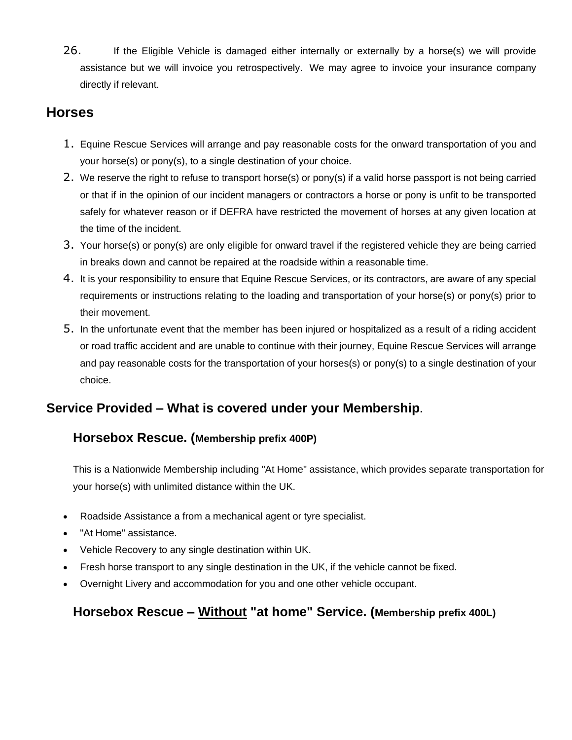26. If the Eligible Vehicle is damaged either internally or externally by a horse(s) we will provide assistance but we will invoice you retrospectively. We may agree to invoice your insurance company directly if relevant.

## Horses

1. Equine Rescue Services will arrange and pay reasonable costs for the onward transportation of you and your horse(s) or pony(s), to a single destination of your choice.
2. We reserve the right to refuse to transport horse(s) or pony(s) if a valid horse passport is not being carried or that if in the opinion of our incident managers or contractors a horse or pony is unfit to be transported safely for whatever reason or if DEFRA have restricted the movement of horses at any given location at the time of the incident.
3. Your horse(s) or pony(s) are only eligible for onward travel if the registered vehicle they are being carried in breaks down and cannot be repaired at the roadside within a reasonable time.
4. It is your responsibility to ensure that Equine Rescue Services, or its contractors, are aware of any special requirements or instructions relating to the loading and transportation of your horse(s) or pony(s) prior to their movement.
5. In the unfortunate event that the member has been injured or hospitalized as a result of a riding accident or road traffic accident and are unable to continue with their journey, Equine Rescue Services will arrange and pay reasonable costs for the transportation of your horses(s) or pony(s) to a single destination of your choice.

## Service Provided – What is covered under your Membership.

### Horsebox Rescue. (Membership prefix 400P)

This is a Nationwide Membership including "At Home" assistance, which provides separate transportation for your horse(s) with unlimited distance within the UK.

- Roadside Assistance a from a mechanical agent or tyre specialist.
- "At Home" assistance.
- Vehicle Recovery to any single destination within UK.
- Fresh horse transport to any single destination in the UK, if the vehicle cannot be fixed.
- Overnight Livery and accommodation for you and one other vehicle occupant.

### Horsebox Rescue – Without "at home" Service. (Membership prefix 400L)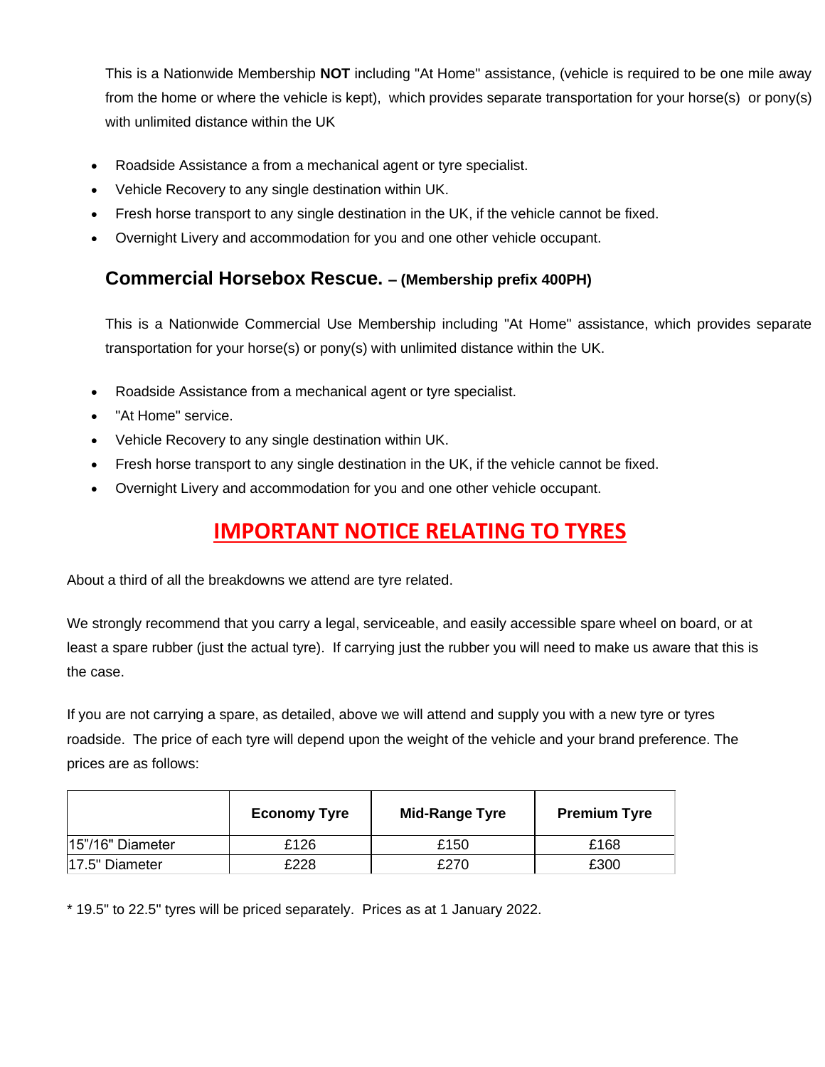This is a Nationwide Membership **NOT** including "At Home" assistance, (vehicle is required to be one mile away from the home or where the vehicle is kept), which provides separate transportation for your horse(s) or pony(s) with unlimited distance within the UK

- Roadside Assistance a from a mechanical agent or tyre specialist.
- Vehicle Recovery to any single destination within UK.
- Fresh horse transport to any single destination in the UK, if the vehicle cannot be fixed.
- Overnight Livery and accommodation for you and one other vehicle occupant.

### Commercial Horsebox Rescue. – (Membership prefix 400PH)

This is a Nationwide Commercial Use Membership including "At Home" assistance, which provides separate transportation for your horse(s) or pony(s) with unlimited distance within the UK.

- Roadside Assistance from a mechanical agent or tyre specialist.
- "At Home" service.
- Vehicle Recovery to any single destination within UK.
- Fresh horse transport to any single destination in the UK, if the vehicle cannot be fixed.
- Overnight Livery and accommodation for you and one other vehicle occupant.

## IMPORTANT NOTICE RELATING TO TYRES

About a third of all the breakdowns we attend are tyre related.

We strongly recommend that you carry a legal, serviceable, and easily accessible spare wheel on board, or at least a spare rubber (just the actual tyre). If carrying just the rubber you will need to make us aware that this is the case.

If you are not carrying a spare, as detailed, above we will attend and supply you with a new tyre or tyres roadside. The price of each tyre will depend upon the weight of the vehicle and your brand preference. The prices are as follows:

| | Economy Tyre | Mid-Range Tyre | Premium Tyre |
|---|---|---|---|
| 15"/16" Diameter | £126 | £150 | £168 |
| 17.5" Diameter | £228 | £270 | £300 |

* 19.5" to 22.5" tyres will be priced separately. Prices as at 1 January 2022.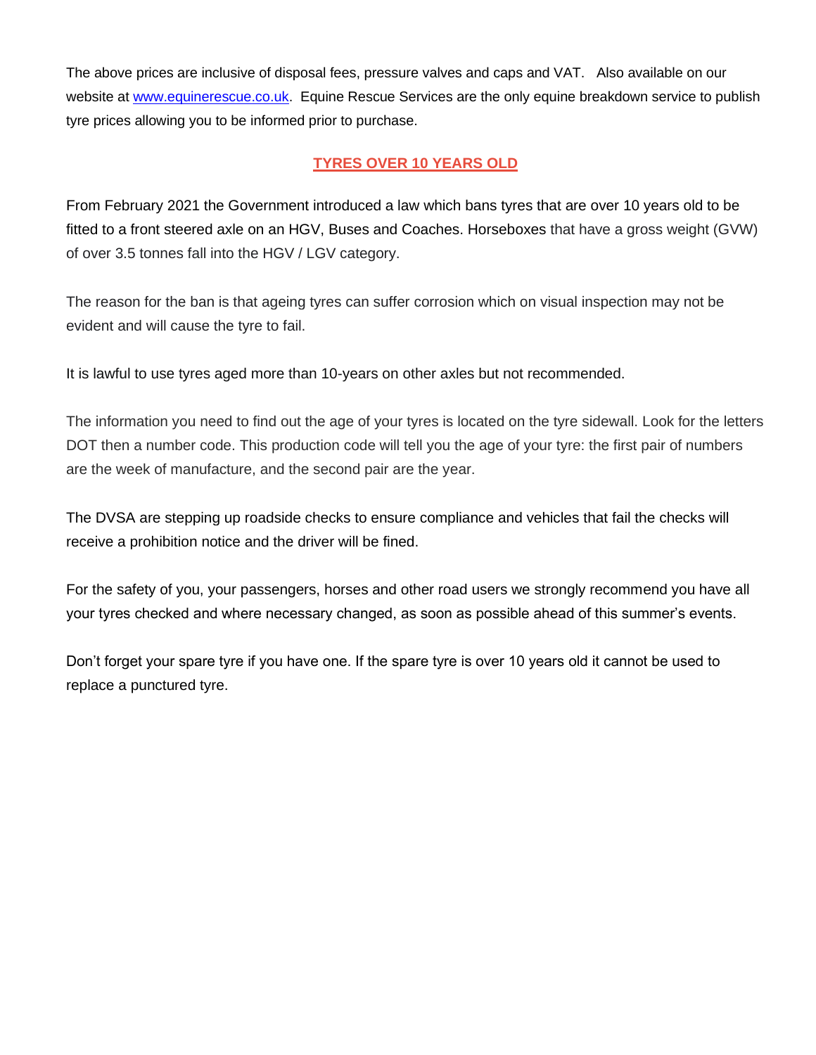The above prices are inclusive of disposal fees, pressure valves and caps and VAT. Also available on our website at [www.equinerescue.co.uk](http://www.equinerescue.co.uk). Equine Rescue Services are the only equine breakdown service to publish tyre prices allowing you to be informed prior to purchase.

## TYRES OVER 10 YEARS OLD

From February 2021 the Government introduced a law which bans tyres that are over 10 years old to be fitted to a front steered axle on an HGV, Buses and Coaches. Horseboxes that have a gross weight (GVW) of over 3.5 tonnes fall into the HGV / LGV category.

The reason for the ban is that ageing tyres can suffer corrosion which on visual inspection may not be evident and will cause the tyre to fail.

It is lawful to use tyres aged more than 10-years on other axles but not recommended.

The information you need to find out the age of your tyres is located on the tyre sidewall. Look for the letters DOT then a number code. This production code will tell you the age of your tyre: the first pair of numbers are the week of manufacture, and the second pair are the year.

The DVSA are stepping up roadside checks to ensure compliance and vehicles that fail the checks will receive a prohibition notice and the driver will be fined.

For the safety of you, your passengers, horses and other road users we strongly recommend you have all your tyres checked and where necessary changed, as soon as possible ahead of this summer's events.

Don't forget your spare tyre if you have one. If the spare tyre is over 10 years old it cannot be used to replace a punctured tyre.